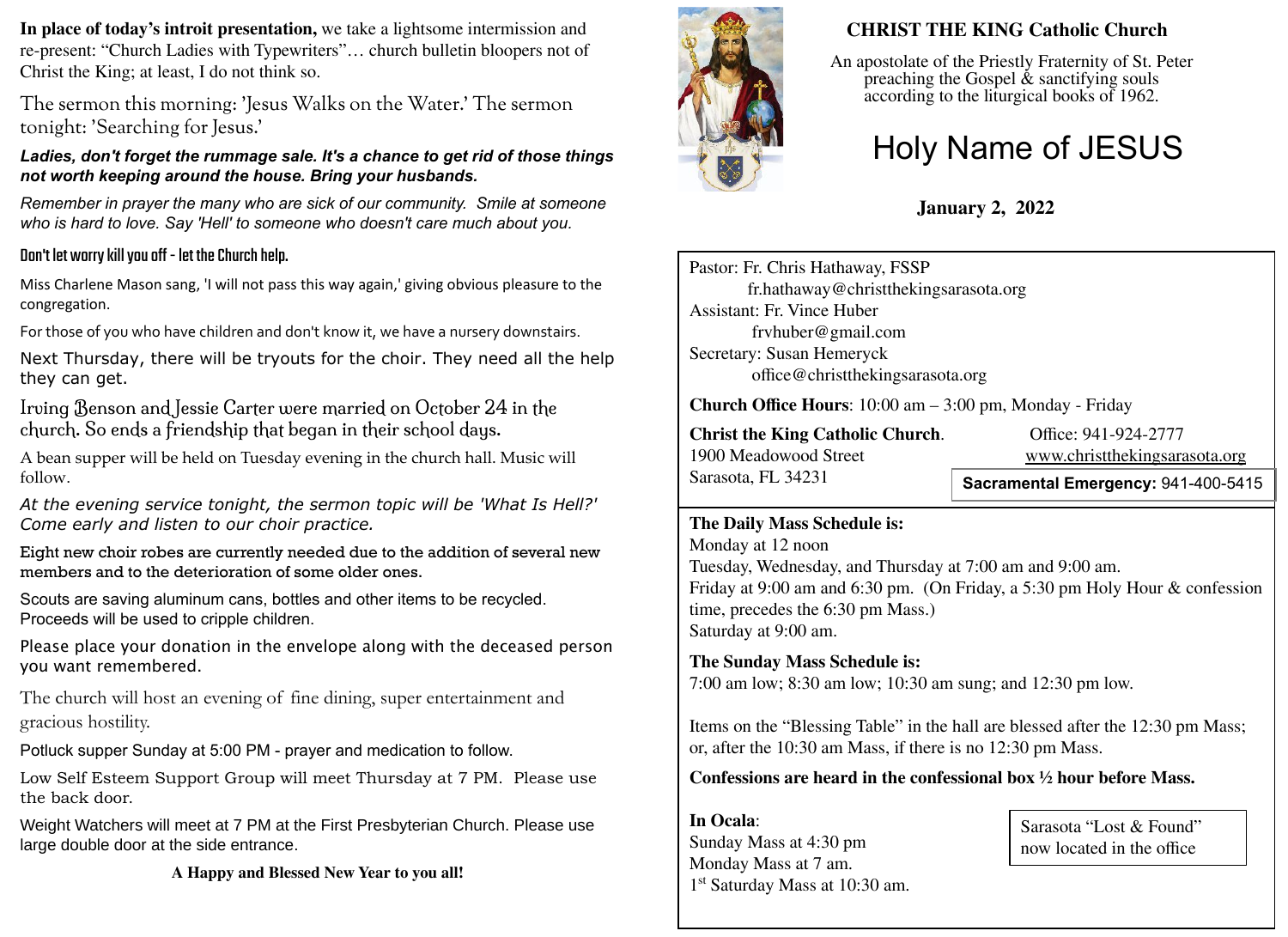**In place of today's introit presentation,** we take a lightsome intermission and re-present: "Church Ladies with Typewriters"… church bulletin bloopers not of Christ the King; at least, I do not think so.

The sermon this morning: 'Jesus Walks on the Water.' The sermon tonight: 'Searching for Jesus.'

***Ladies, don't forget the rummage sale. It's a chance to get rid of those things not worth keeping around the house. Bring your husbands.***

*Remember in prayer the many who are sick of our community. Smile at someone who is hard to love. Say 'Hell' to someone who doesn't care much about you.*

**Don't let worry kill you off - let the Church help.**

Miss Charlene Mason sang, 'I will not pass this way again,' giving obvious pleasure to the congregation.

For those of you who have children and don't know it, we have a nursery downstairs.

Next Thursday, there will be tryouts for the choir. They need all the help they can get.

Irving Benson and Jessie Carter were married on October 24 in the church. So ends a friendship that began in their school days.

A bean supper will be held on Tuesday evening in the church hall. Music will follow.

*At the evening service tonight, the sermon topic will be 'What Is Hell?' Come early and listen to our choir practice.*

Eight new choir robes are currently needed due to the addition of several new members and to the deterioration of some older ones.

Scouts are saving aluminum cans, bottles and other items to be recycled. Proceeds will be used to cripple children.

Please place your donation in the envelope along with the deceased person you want remembered.

The church will host an evening of fine dining, super entertainment and gracious hostility.

Potluck supper Sunday at 5:00 PM - prayer and medication to follow.

Low Self Esteem Support Group will meet Thursday at 7 PM. Please use the back door.

Weight Watchers will meet at 7 PM at the First Presbyterian Church. Please use large double door at the side entrance.

**A Happy and Blessed New Year to you all!**

## CHRIST THE KING Catholic Church

An apostolate of the Priestly Fraternity of St. Peter preaching the Gospel & sanctifying souls according to the liturgical books of 1962.

# Holy Name of JESUS

**January 2, 2022**

Pastor: Fr. Chris Hathaway, FSSP
fr.hathaway@christthekingsarasota.org
Assistant: Fr. Vince Huber
frvhuber@gmail.com
Secretary: Susan Hemeryck
office@christthekingsarasota.org

**Church Office Hours**: 10:00 am – 3:00 pm, Monday - Friday

**Christ the King Catholic Church**.
1900 Meadowood Street
Sarasota, FL 34231

Office: 941-924-2777
www.christthekingsarasota.org

**Sacramental Emergency:** 941-400-5415

**The Daily Mass Schedule is:**
Monday at 12 noon
Tuesday, Wednesday, and Thursday at 7:00 am and 9:00 am.
Friday at 9:00 am and 6:30 pm. (On Friday, a 5:30 pm Holy Hour & confession time, precedes the 6:30 pm Mass.)
Saturday at 9:00 am.

**The Sunday Mass Schedule is:**
7:00 am low; 8:30 am low; 10:30 am sung; and 12:30 pm low.

Items on the "Blessing Table" in the hall are blessed after the 12:30 pm Mass; or, after the 10:30 am Mass, if there is no 12:30 pm Mass.

**Confessions are heard in the confessional box ½ hour before Mass.**

**In Ocala**:
Sunday Mass at 4:30 pm
Monday Mass at 7 am.
1st Saturday Mass at 10:30 am.

Sarasota "Lost & Found" now located in the office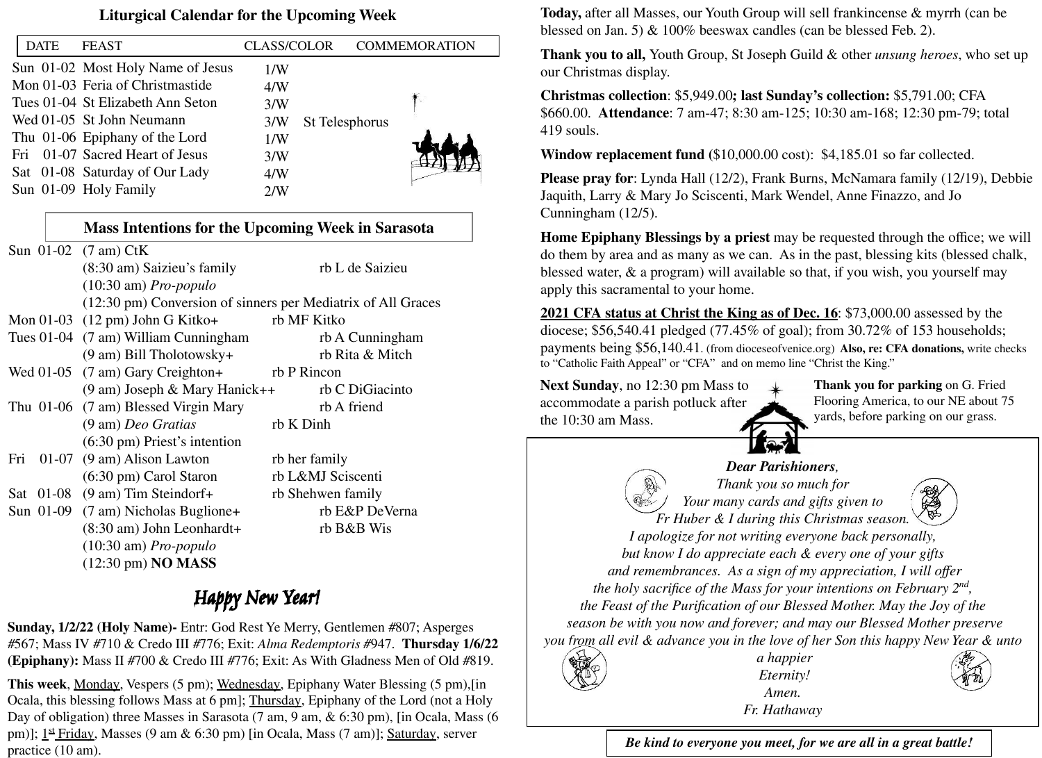## Liturgical Calendar for the Upcoming Week

| DATE | FEAST | CLASS/COLOR | COMMEMORATION |
|---|---|---|---|
| Sun 01-02 | Most Holy Name of Jesus | 1/W | |
| Mon 01-03 | Feria of Christmastide | 4/W | |
| Tues 01-04 | St Elizabeth Ann Seton | 3/W | |
| Wed 01-05 | St John Neumann | 3/W | St Telesphorus |
| Thu 01-06 | Epiphany of the Lord | 1/W | |
| Fri 01-07 | Sacred Heart of Jesus | 3/W | |
| Sat 01-08 | Saturday of Our Lady | 4/W | |
| Sun 01-09 | Holy Family | 2/W | |

## Mass Intentions for the Upcoming Week in Sarasota

| | | |
|---|---|---|
| Sun 01-02 | (7 am) CtK | |
| | (8:30 am) Saizieu's family | rb L de Saizieu |
| | (10:30 am) *Pro-populo* | |
| | (12:30 pm) Conversion of sinners per Mediatrix of All Graces | |
| Mon 01-03 | (12 pm) John G Kitko+ | rb MF Kitko |
| Tues 01-04 | (7 am) William Cunningham | rb A Cunningham |
| | (9 am) Bill Tholotowsky+ | rb Rita & Mitch |
| Wed 01-05 | (7 am) Gary Creighton+ | rb P Rincon |
| | (9 am) Joseph & Mary Hanick++ | rb C DiGiacinto |
| Thu 01-06 | (7 am) Blessed Virgin Mary | rb A friend |
| | (9 am) *Deo Gratias* | rb K Dinh |
| | (6:30 pm) Priest's intention | |
| Fri 01-07 | (9 am) Alison Lawton | rb her family |
| | (6:30 pm) Carol Staron | rb L&MJ Sciscenti |
| Sat 01-08 | (9 am) Tim Steindorf+ | rb Shehwen family |
| Sun 01-09 | (7 am) Nicholas Buglione+ | rb E&P DeVerna |
| | (8:30 am) John Leonhardt+ | rb B&B Wis |
| | (10:30 am) *Pro-populo* | |
| | (12:30 pm) **NO MASS** | |

## *Happy New Year!*

**Sunday, 1/2/22 (Holy Name)-** Entr: God Rest Ye Merry, Gentlemen #807; Asperges #567; Mass IV #710 & Credo III #776; Exit: *Alma Redemptoris* #947. **Thursday 1/6/22 (Epiphany):** Mass II #700 & Credo III #776; Exit: As With Gladness Men of Old #819.

**This week**, Monday, Vespers (5 pm); Wednesday, Epiphany Water Blessing (5 pm),[in Ocala, this blessing follows Mass at 6 pm]; Thursday, Epiphany of the Lord (not a Holy Day of obligation) three Masses in Sarasota (7 am, 9 am, & 6:30 pm), [in Ocala, Mass (6 pm)]; 1st Friday, Masses (9 am & 6:30 pm) [in Ocala, Mass (7 am)]; Saturday, server practice (10 am).

**Today,** after all Masses, our Youth Group will sell frankincense & myrrh (can be blessed on Jan. 5) & 100% beeswax candles (can be blessed Feb. 2).

**Thank you to all,** Youth Group, St Joseph Guild & other *unsung heroes*, who set up our Christmas display.

**Christmas collection**: $5,949.00**; last Sunday's collection:** $5,791.00; CFA $660.00. **Attendance**: 7 am-47; 8:30 am-125; 10:30 am-168; 12:30 pm-79; total 419 souls.

**Window replacement fund** ($10,000.00 cost): $4,185.01 so far collected.

**Please pray for**: Lynda Hall (12/2), Frank Burns, McNamara family (12/19), Debbie Jaquith, Larry & Mary Jo Sciscenti, Mark Wendel, Anne Finazzo, and Jo Cunningham (12/5).

**Home Epiphany Blessings by a priest** may be requested through the office; we will do them by area and as many as we can. As in the past, blessing kits (blessed chalk, blessed water, & a program) will available so that, if you wish, you yourself may apply this sacramental to your home.

**2021 CFA status at Christ the King as of Dec. 16**: $73,000.00 assessed by the diocese; $56,540.41 pledged (77.45% of goal); from 30.72% of 153 households; payments being $56,140.41. (from dioceseofvenice.org) **Also, re: CFA donations,** write checks to "Catholic Faith Appeal" or "CFA" and on memo line "Christ the King."

**Next Sunday**, no 12:30 pm Mass to accommodate a parish potluck after the 10:30 am Mass.

**Thank you for parking** on G. Fried Flooring America, to our NE about 75 yards, before parking on our grass.

***Dear Parishioners,***

*Thank you so much for*
*Your many cards and gifts given to*
*Fr Huber & I during this Christmas season.*
*I apologize for not writing everyone back personally,*
*but know I do appreciate each & every one of your gifts*
*and remembrances. As a sign of my appreciation, I will offer*
*the holy sacrifice of the Mass for your intentions on February 2nd,*
*the Feast of the Purification of our Blessed Mother. May the Joy of the*
*season be with you now and forever; and may our Blessed Mother preserve*
*you from all evil & advance you in the love of her Son this happy New Year & unto*
*a happier*
*Eternity!*
*Amen.*
*Fr. Hathaway*

***Be kind to everyone you meet, for we are all in a great battle!***